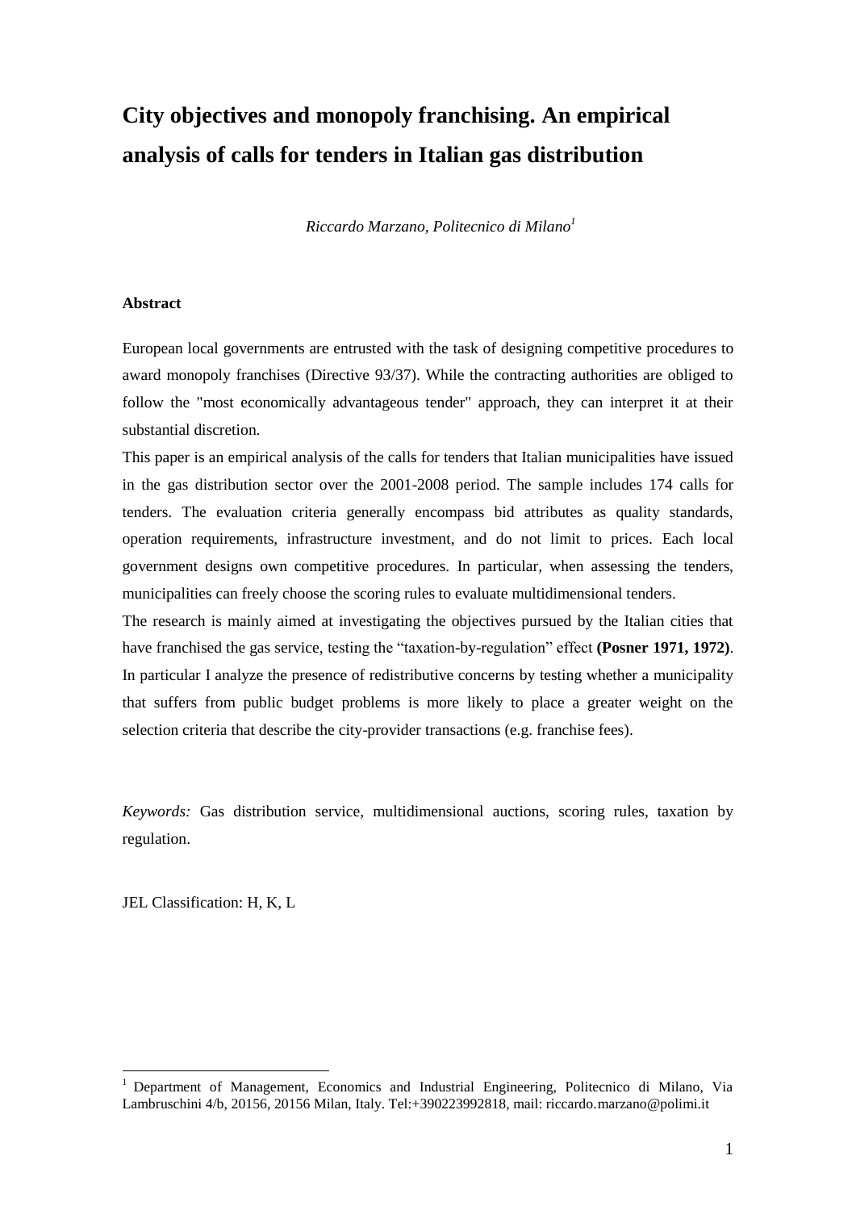# City objectives and monopoly franchising. An empirical analysis of calls for tenders in Italian gas distribution

*Riccardo Marzano, Politecnico di Milano*[1]

**Abstract**

European local governments are entrusted with the task of designing competitive procedures to award monopoly franchises (Directive 93/37). While the contracting authorities are obliged to follow the "most economically advantageous tender" approach, they can interpret it at their substantial discretion.

This paper is an empirical analysis of the calls for tenders that Italian municipalities have issued in the gas distribution sector over the 2001-2008 period. The sample includes 174 calls for tenders. The evaluation criteria generally encompass bid attributes as quality standards, operation requirements, infrastructure investment, and do not limit to prices. Each local government designs own competitive procedures. In particular, when assessing the tenders, municipalities can freely choose the scoring rules to evaluate multidimensional tenders.

The research is mainly aimed at investigating the objectives pursued by the Italian cities that have franchised the gas service, testing the "taxation-by-regulation" effect **(Posner 1971, 1972)**. In particular I analyze the presence of redistributive concerns by testing whether a municipality that suffers from public budget problems is more likely to place a greater weight on the selection criteria that describe the city-provider transactions (e.g. franchise fees).

*Keywords:* Gas distribution service, multidimensional auctions, scoring rules, taxation by regulation.

JEL Classification: H, K, L

[1] Department of Management, Economics and Industrial Engineering, Politecnico di Milano, Via Lambruschini 4/b, 20156, 20156 Milan, Italy. Tel:+390223992818, mail: riccardo.marzano@polimi.it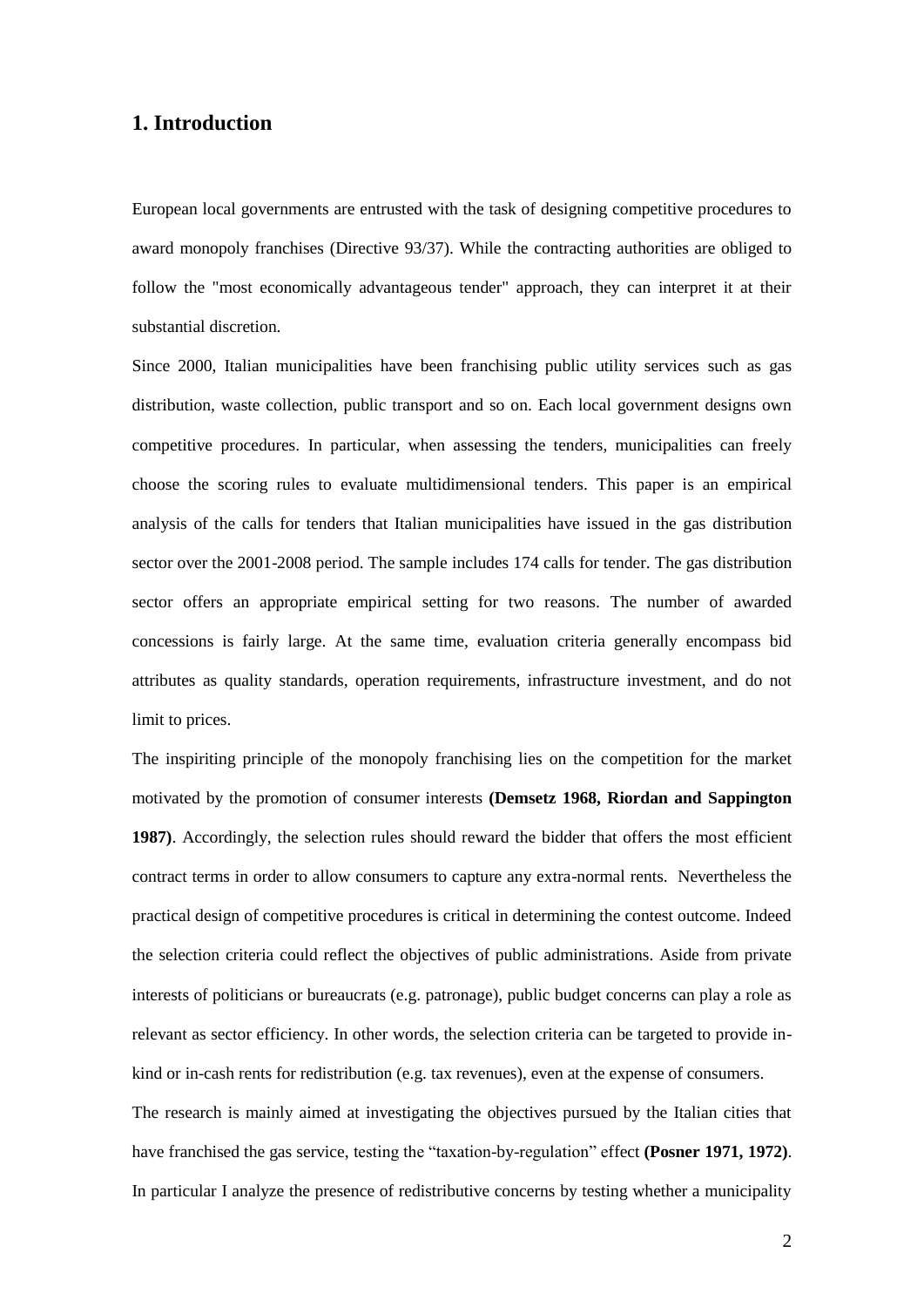## 1. Introduction

European local governments are entrusted with the task of designing competitive procedures to award monopoly franchises (Directive 93/37). While the contracting authorities are obliged to follow the "most economically advantageous tender" approach, they can interpret it at their substantial discretion.

Since 2000, Italian municipalities have been franchising public utility services such as gas distribution, waste collection, public transport and so on. Each local government designs own competitive procedures. In particular, when assessing the tenders, municipalities can freely choose the scoring rules to evaluate multidimensional tenders. This paper is an empirical analysis of the calls for tenders that Italian municipalities have issued in the gas distribution sector over the 2001-2008 period. The sample includes 174 calls for tender. The gas distribution sector offers an appropriate empirical setting for two reasons. The number of awarded concessions is fairly large. At the same time, evaluation criteria generally encompass bid attributes as quality standards, operation requirements, infrastructure investment, and do not limit to prices.

The inspiriting principle of the monopoly franchising lies on the competition for the market motivated by the promotion of consumer interests **(Demsetz 1968, Riordan and Sappington 1987)**. Accordingly, the selection rules should reward the bidder that offers the most efficient contract terms in order to allow consumers to capture any extra-normal rents. Nevertheless the practical design of competitive procedures is critical in determining the contest outcome. Indeed the selection criteria could reflect the objectives of public administrations. Aside from private interests of politicians or bureaucrats (e.g. patronage), public budget concerns can play a role as relevant as sector efficiency. In other words, the selection criteria can be targeted to provide in-kind or in-cash rents for redistribution (e.g. tax revenues), even at the expense of consumers.

The research is mainly aimed at investigating the objectives pursued by the Italian cities that have franchised the gas service, testing the "taxation-by-regulation" effect **(Posner 1971, 1972)**. In particular I analyze the presence of redistributive concerns by testing whether a municipality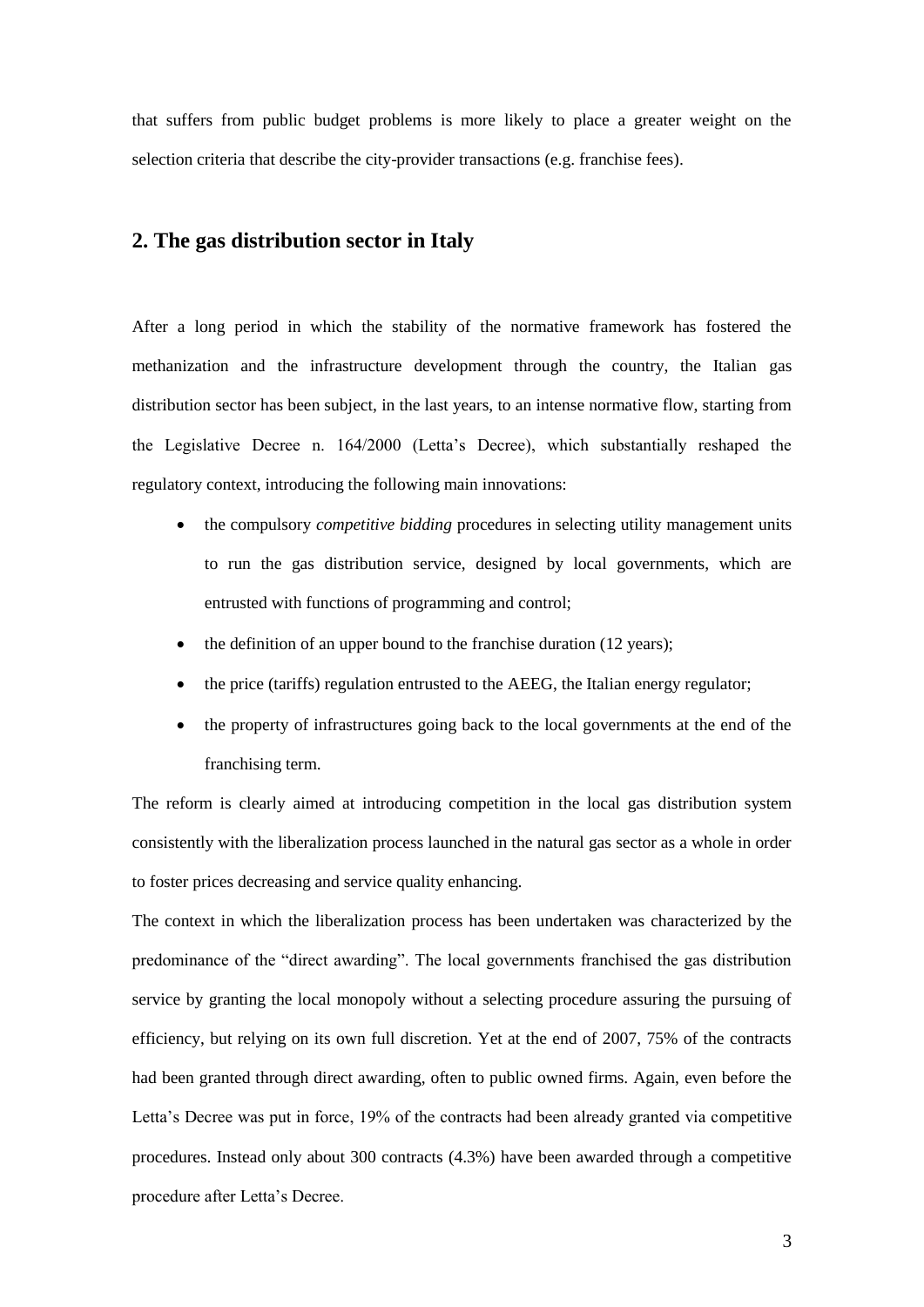that suffers from public budget problems is more likely to place a greater weight on the selection criteria that describe the city-provider transactions (e.g. franchise fees).

## 2. The gas distribution sector in Italy

After a long period in which the stability of the normative framework has fostered the methanization and the infrastructure development through the country, the Italian gas distribution sector has been subject, in the last years, to an intense normative flow, starting from the Legislative Decree n. 164/2000 (Letta's Decree), which substantially reshaped the regulatory context, introducing the following main innovations:

- the compulsory *competitive bidding* procedures in selecting utility management units to run the gas distribution service, designed by local governments, which are entrusted with functions of programming and control;
- the definition of an upper bound to the franchise duration (12 years);
- the price (tariffs) regulation entrusted to the AEEG, the Italian energy regulator;
- the property of infrastructures going back to the local governments at the end of the franchising term.

The reform is clearly aimed at introducing competition in the local gas distribution system consistently with the liberalization process launched in the natural gas sector as a whole in order to foster prices decreasing and service quality enhancing.

The context in which the liberalization process has been undertaken was characterized by the predominance of the "direct awarding". The local governments franchised the gas distribution service by granting the local monopoly without a selecting procedure assuring the pursuing of efficiency, but relying on its own full discretion. Yet at the end of 2007, 75% of the contracts had been granted through direct awarding, often to public owned firms. Again, even before the Letta's Decree was put in force, 19% of the contracts had been already granted via competitive procedures. Instead only about 300 contracts (4.3%) have been awarded through a competitive procedure after Letta's Decree.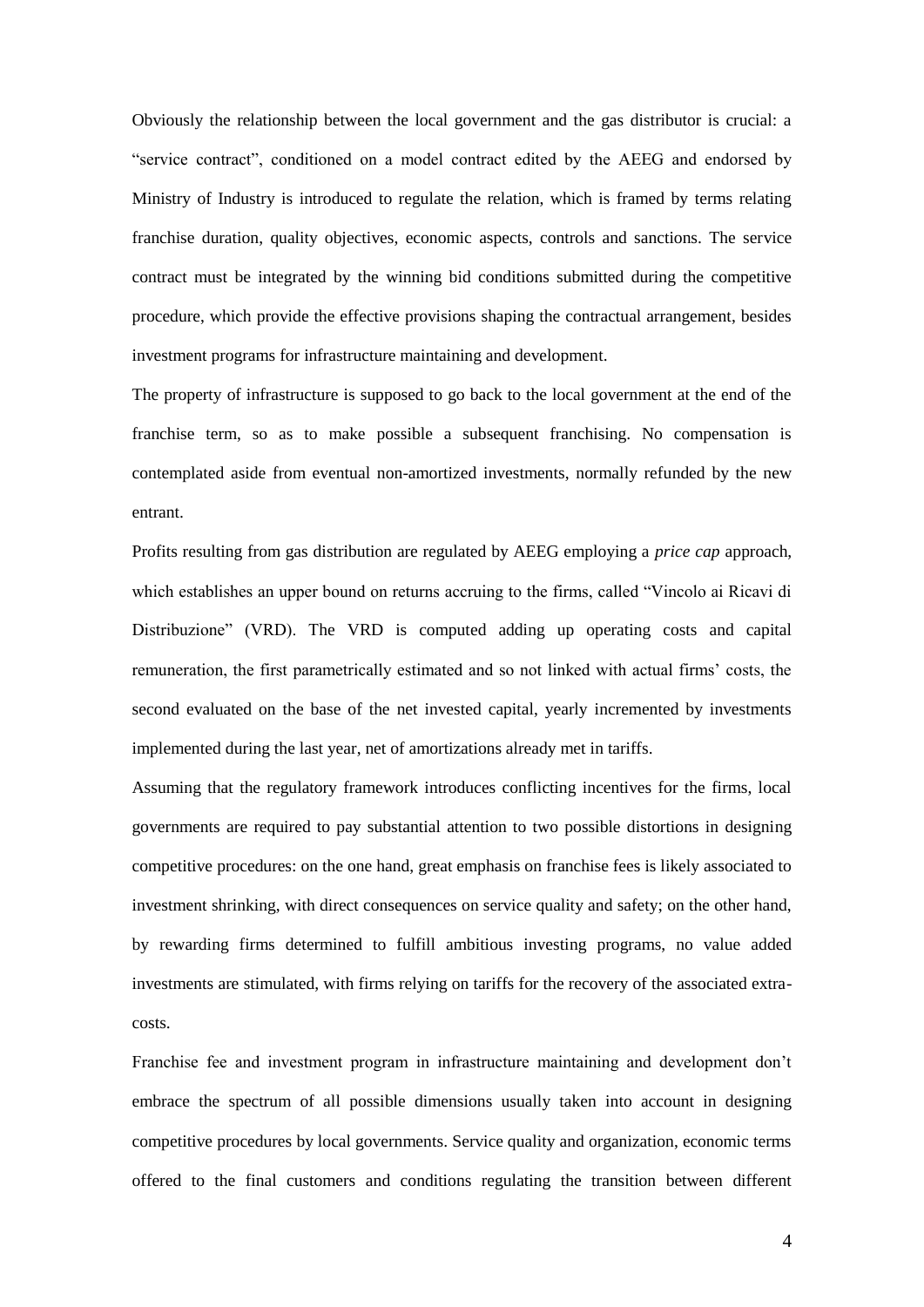Obviously the relationship between the local government and the gas distributor is crucial: a "service contract", conditioned on a model contract edited by the AEEG and endorsed by Ministry of Industry is introduced to regulate the relation, which is framed by terms relating franchise duration, quality objectives, economic aspects, controls and sanctions. The service contract must be integrated by the winning bid conditions submitted during the competitive procedure, which provide the effective provisions shaping the contractual arrangement, besides investment programs for infrastructure maintaining and development.

The property of infrastructure is supposed to go back to the local government at the end of the franchise term, so as to make possible a subsequent franchising. No compensation is contemplated aside from eventual non-amortized investments, normally refunded by the new entrant.

Profits resulting from gas distribution are regulated by AEEG employing a *price cap* approach, which establishes an upper bound on returns accruing to the firms, called "Vincolo ai Ricavi di Distribuzione" (VRD). The VRD is computed adding up operating costs and capital remuneration, the first parametrically estimated and so not linked with actual firms' costs, the second evaluated on the base of the net invested capital, yearly incremented by investments implemented during the last year, net of amortizations already met in tariffs.

Assuming that the regulatory framework introduces conflicting incentives for the firms, local governments are required to pay substantial attention to two possible distortions in designing competitive procedures: on the one hand, great emphasis on franchise fees is likely associated to investment shrinking, with direct consequences on service quality and safety; on the other hand, by rewarding firms determined to fulfill ambitious investing programs, no value added investments are stimulated, with firms relying on tariffs for the recovery of the associated extra-costs.

Franchise fee and investment program in infrastructure maintaining and development don't embrace the spectrum of all possible dimensions usually taken into account in designing competitive procedures by local governments. Service quality and organization, economic terms offered to the final customers and conditions regulating the transition between different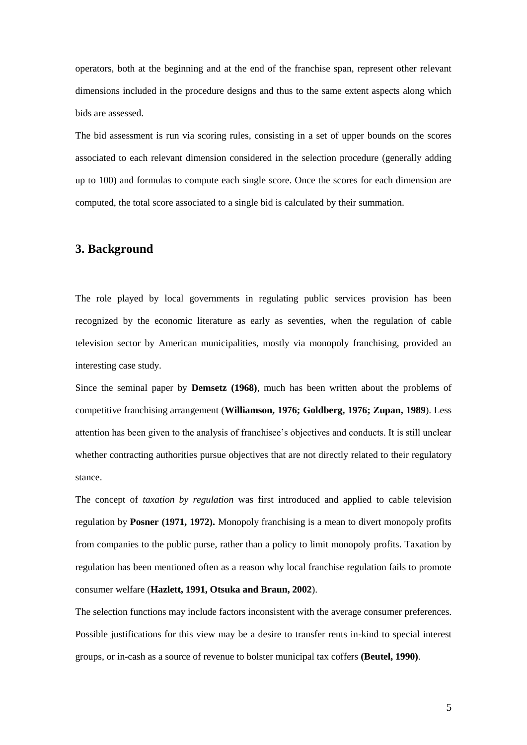operators, both at the beginning and at the end of the franchise span, represent other relevant dimensions included in the procedure designs and thus to the same extent aspects along which bids are assessed.

The bid assessment is run via scoring rules, consisting in a set of upper bounds on the scores associated to each relevant dimension considered in the selection procedure (generally adding up to 100) and formulas to compute each single score. Once the scores for each dimension are computed, the total score associated to a single bid is calculated by their summation.

## 3. Background

The role played by local governments in regulating public services provision has been recognized by the economic literature as early as seventies, when the regulation of cable television sector by American municipalities, mostly via monopoly franchising, provided an interesting case study.

Since the seminal paper by **Demsetz (1968)**, much has been written about the problems of competitive franchising arrangement (**Williamson, 1976; Goldberg, 1976; Zupan, 1989**). Less attention has been given to the analysis of franchisee's objectives and conducts. It is still unclear whether contracting authorities pursue objectives that are not directly related to their regulatory stance.

The concept of *taxation by regulation* was first introduced and applied to cable television regulation by **Posner (1971, 1972).** Monopoly franchising is a mean to divert monopoly profits from companies to the public purse, rather than a policy to limit monopoly profits. Taxation by regulation has been mentioned often as a reason why local franchise regulation fails to promote consumer welfare (**Hazlett, 1991, Otsuka and Braun, 2002**).

The selection functions may include factors inconsistent with the average consumer preferences. Possible justifications for this view may be a desire to transfer rents in-kind to special interest groups, or in-cash as a source of revenue to bolster municipal tax coffers **(Beutel, 1990)**.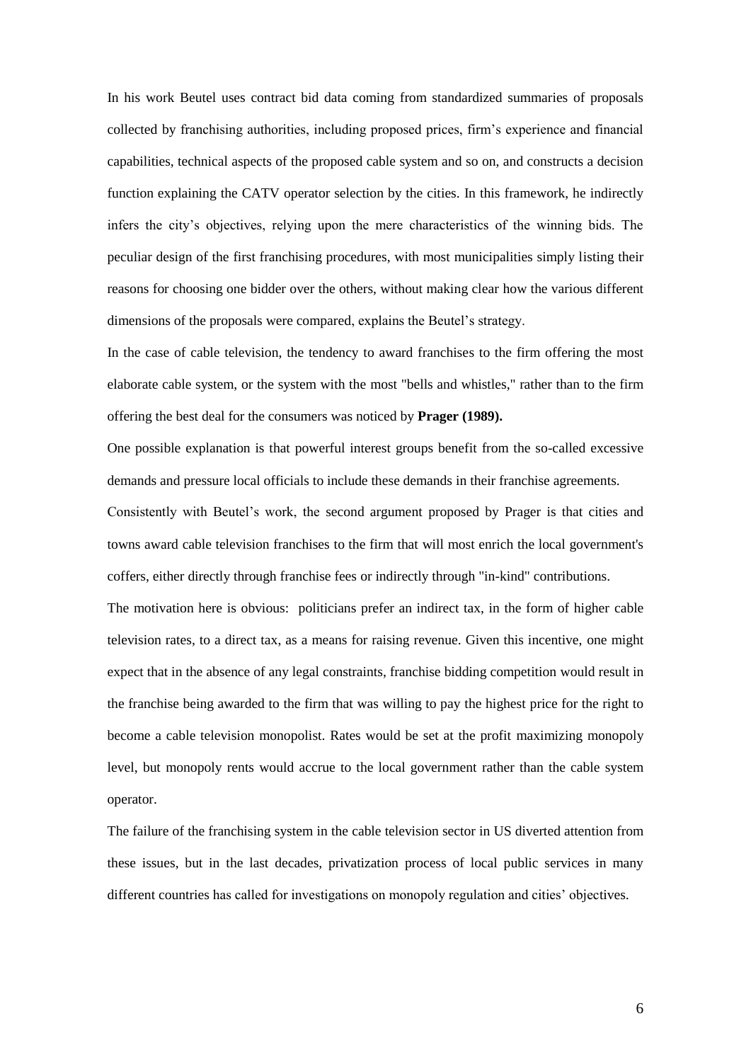In his work Beutel uses contract bid data coming from standardized summaries of proposals collected by franchising authorities, including proposed prices, firm's experience and financial capabilities, technical aspects of the proposed cable system and so on, and constructs a decision function explaining the CATV operator selection by the cities. In this framework, he indirectly infers the city's objectives, relying upon the mere characteristics of the winning bids. The peculiar design of the first franchising procedures, with most municipalities simply listing their reasons for choosing one bidder over the others, without making clear how the various different dimensions of the proposals were compared, explains the Beutel's strategy.

In the case of cable television, the tendency to award franchises to the firm offering the most elaborate cable system, or the system with the most "bells and whistles," rather than to the firm offering the best deal for the consumers was noticed by **Prager (1989).**

One possible explanation is that powerful interest groups benefit from the so-called excessive demands and pressure local officials to include these demands in their franchise agreements.

Consistently with Beutel's work, the second argument proposed by Prager is that cities and towns award cable television franchises to the firm that will most enrich the local government's coffers, either directly through franchise fees or indirectly through "in-kind" contributions.

The motivation here is obvious: politicians prefer an indirect tax, in the form of higher cable television rates, to a direct tax, as a means for raising revenue. Given this incentive, one might expect that in the absence of any legal constraints, franchise bidding competition would result in the franchise being awarded to the firm that was willing to pay the highest price for the right to become a cable television monopolist. Rates would be set at the profit maximizing monopoly level, but monopoly rents would accrue to the local government rather than the cable system operator.

The failure of the franchising system in the cable television sector in US diverted attention from these issues, but in the last decades, privatization process of local public services in many different countries has called for investigations on monopoly regulation and cities' objectives.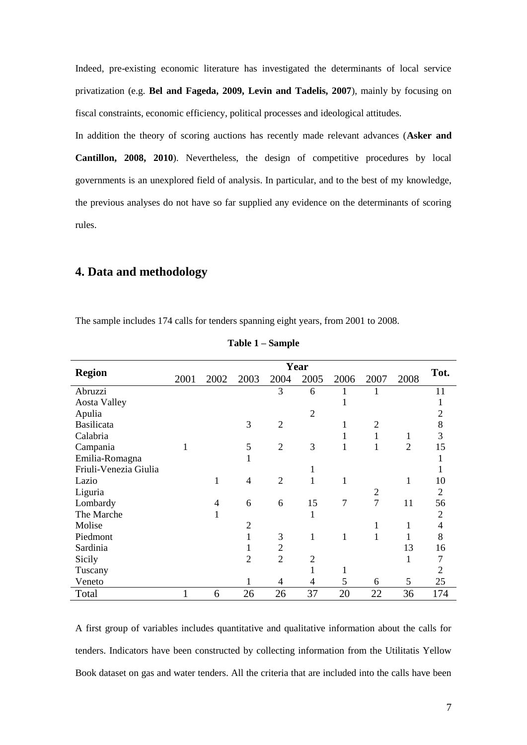Indeed, pre-existing economic literature has investigated the determinants of local service privatization (e.g. **Bel and Fageda, 2009, Levin and Tadelis, 2007**), mainly by focusing on fiscal constraints, economic efficiency, political processes and ideological attitudes.

In addition the theory of scoring auctions has recently made relevant advances (**Asker and Cantillon, 2008, 2010**). Nevertheless, the design of competitive procedures by local governments is an unexplored field of analysis. In particular, and to the best of my knowledge, the previous analyses do not have so far supplied any evidence on the determinants of scoring rules.

## 4. Data and methodology

The sample includes 174 calls for tenders spanning eight years, from 2001 to 2008.

**Table 1 – Sample**

| **Region** | **Year** | | | | | | | | **Tot.** |
|---|---|---|---|---|---|---|---|---|---|
| | 2001 | 2002 | 2003 | 2004 | 2005 | 2006 | 2007 | 2008 | |
| Abruzzi | | | | 3 | 6 | 1 | 1 | | 11 |
| Aosta Valley | | | | | | 1 | | | 1 |
| Apulia | | | | | 2 | | | | 2 |
| Basilicata | | | 3 | 2 | | 1 | 2 | | 8 |
| Calabria | | | | | | 1 | 1 | 1 | 3 |
| Campania | 1 | | 5 | 2 | 3 | 1 | 1 | 2 | 15 |
| Emilia-Romagna | | | 1 | | | | | | 1 |
| Friuli-Venezia Giulia | | | | | 1 | | | | 1 |
| Lazio | | 1 | 4 | 2 | 1 | 1 | | 1 | 10 |
| Liguria | | | | | | | 2 | | 2 |
| Lombardy | | 4 | 6 | 6 | 15 | 7 | 7 | 11 | 56 |
| The Marche | | 1 | | | 1 | | | | 2 |
| Molise | | | 2 | | | | 1 | 1 | 4 |
| Piedmont | | | 1 | 3 | 1 | 1 | 1 | 1 | 8 |
| Sardinia | | | 1 | 2 | | | | 13 | 16 |
| Sicily | | | 2 | 2 | 2 | | | 1 | 7 |
| Tuscany | | | | | 1 | 1 | | | 2 |
| Veneto | | | 1 | 4 | 4 | 5 | 6 | 5 | 25 |
| Total | 1 | 6 | 26 | 26 | 37 | 20 | 22 | 36 | 174 |

A first group of variables includes quantitative and qualitative information about the calls for tenders. Indicators have been constructed by collecting information from the Utilitatis Yellow Book dataset on gas and water tenders. All the criteria that are included into the calls have been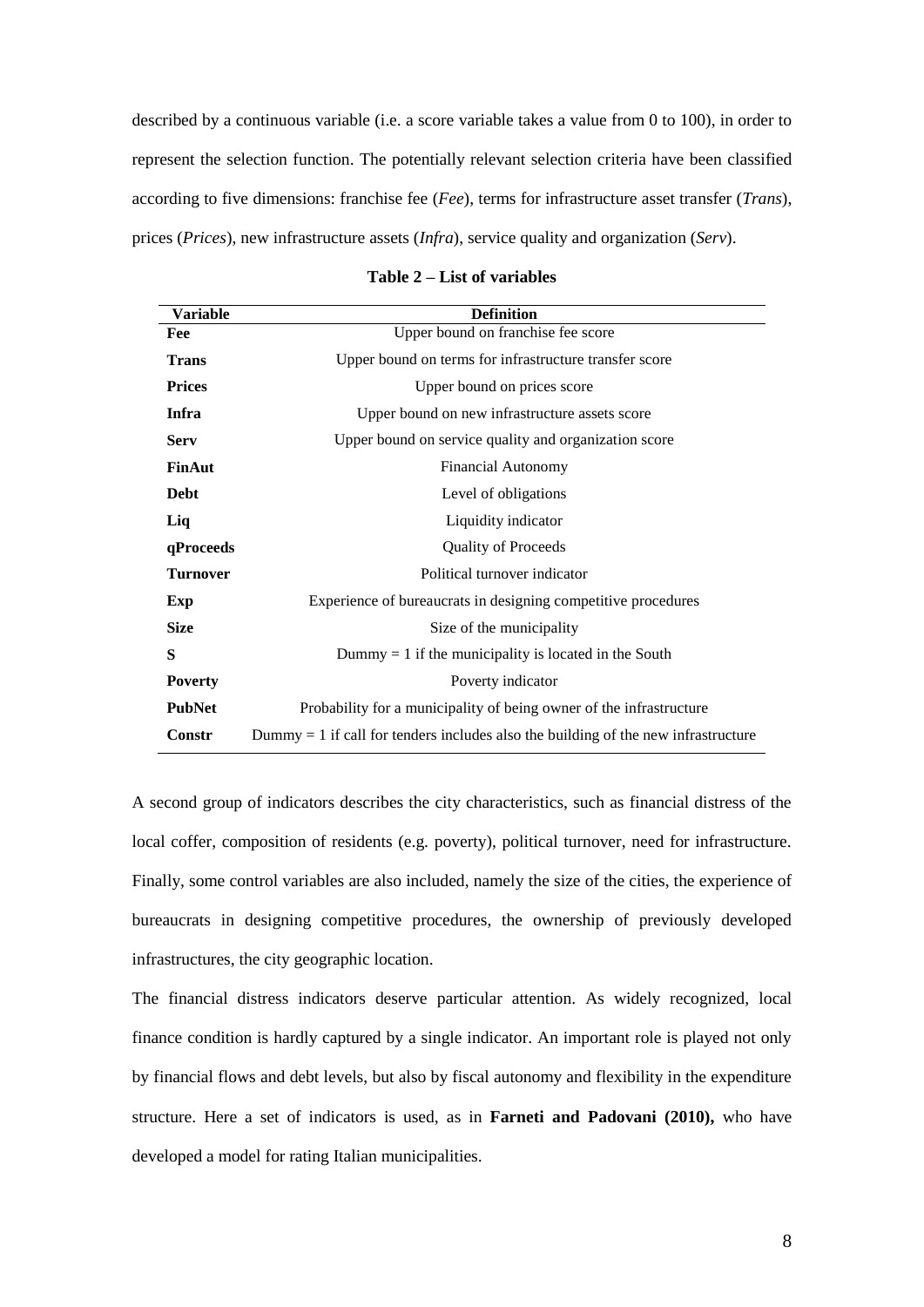described by a continuous variable (i.e. a score variable takes a value from 0 to 100), in order to represent the selection function. The potentially relevant selection criteria have been classified according to five dimensions: franchise fee (*Fee*), terms for infrastructure asset transfer (*Trans*), prices (*Prices*), new infrastructure assets (*Infra*), service quality and organization (*Serv*).

**Table 2 – List of variables**

| Variable | Definition |
|---|---|
| **Fee** | Upper bound on franchise fee score |
| **Trans** | Upper bound on terms for infrastructure transfer score |
| **Prices** | Upper bound on prices score |
| **Infra** | Upper bound on new infrastructure assets score |
| **Serv** | Upper bound on service quality and organization score |
| **FinAut** | Financial Autonomy |
| **Debt** | Level of obligations |
| **Liq** | Liquidity indicator |
| **qProceeds** | Quality of Proceeds |
| **Turnover** | Political turnover indicator |
| **Exp** | Experience of bureaucrats in designing competitive procedures |
| **Size** | Size of the municipality |
| **S** | Dummy = 1 if the municipality is located in the South |
| **Poverty** | Poverty indicator |
| **PubNet** | Probability for a municipality of being owner of the infrastructure |
| **Constr** | Dummy = 1 if call for tenders includes also the building of the new infrastructure |

A second group of indicators describes the city characteristics, such as financial distress of the local coffer, composition of residents (e.g. poverty), political turnover, need for infrastructure. Finally, some control variables are also included, namely the size of the cities, the experience of bureaucrats in designing competitive procedures, the ownership of previously developed infrastructures, the city geographic location.

The financial distress indicators deserve particular attention. As widely recognized, local finance condition is hardly captured by a single indicator. An important role is played not only by financial flows and debt levels, but also by fiscal autonomy and flexibility in the expenditure structure. Here a set of indicators is used, as in **Farneti and Padovani (2010),** who have developed a model for rating Italian municipalities.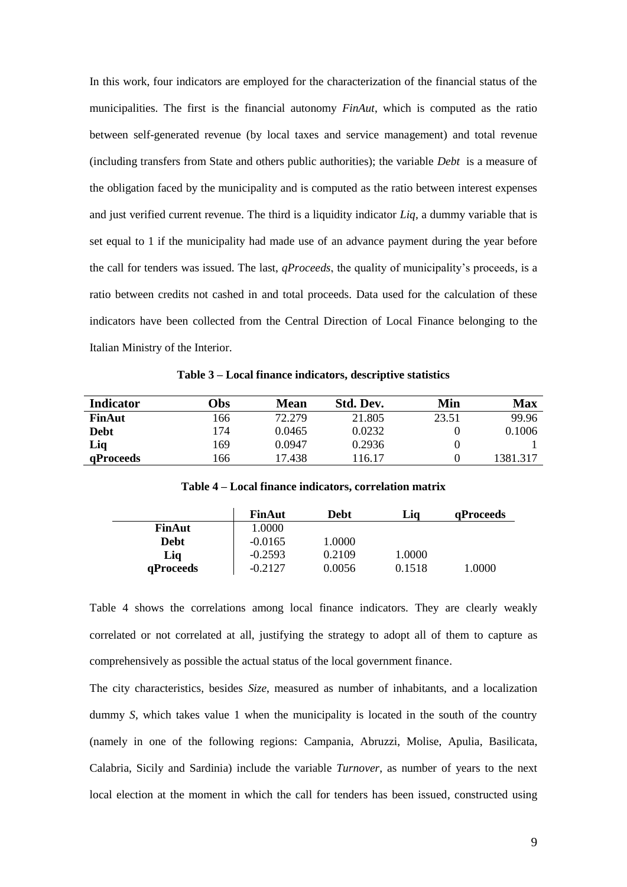In this work, four indicators are employed for the characterization of the financial status of the municipalities. The first is the financial autonomy *FinAut*, which is computed as the ratio between self-generated revenue (by local taxes and service management) and total revenue (including transfers from State and others public authorities); the variable *Debt* is a measure of the obligation faced by the municipality and is computed as the ratio between interest expenses and just verified current revenue. The third is a liquidity indicator *Liq*, a dummy variable that is set equal to 1 if the municipality had made use of an advance payment during the year before the call for tenders was issued. The last, *qProceeds*, the quality of municipality's proceeds, is a ratio between credits not cashed in and total proceeds. Data used for the calculation of these indicators have been collected from the Central Direction of Local Finance belonging to the Italian Ministry of the Interior.

**Table 3 – Local finance indicators, descriptive statistics**

| Indicator | Obs | Mean | Std. Dev. | Min | Max |
|---|---|---|---|---|---|
| **FinAut** | 166 | 72.279 | 21.805 | 23.51 | 99.96 |
| **Debt** | 174 | 0.0465 | 0.0232 | 0 | 0.1006 |
| **Liq** | 169 | 0.0947 | 0.2936 | 0 | 1 |
| **qProceeds** | 166 | 17.438 | 116.17 | 0 | 1381.317 |

**Table 4 – Local finance indicators, correlation matrix**

| | FinAut | Debt | Liq | qProceeds |
|---|---|---|---|---|
| **FinAut** | 1.0000 | | | |
| **Debt** | -0.0165 | 1.0000 | | |
| **Liq** | -0.2593 | 0.2109 | 1.0000 | |
| **qProceeds** | -0.2127 | 0.0056 | 0.1518 | 1.0000 |

Table 4 shows the correlations among local finance indicators. They are clearly weakly correlated or not correlated at all, justifying the strategy to adopt all of them to capture as comprehensively as possible the actual status of the local government finance.

The city characteristics, besides *Size*, measured as number of inhabitants, and a localization dummy *S*, which takes value 1 when the municipality is located in the south of the country (namely in one of the following regions: Campania, Abruzzi, Molise, Apulia, Basilicata, Calabria, Sicily and Sardinia) include the variable *Turnover*, as number of years to the next local election at the moment in which the call for tenders has been issued, constructed using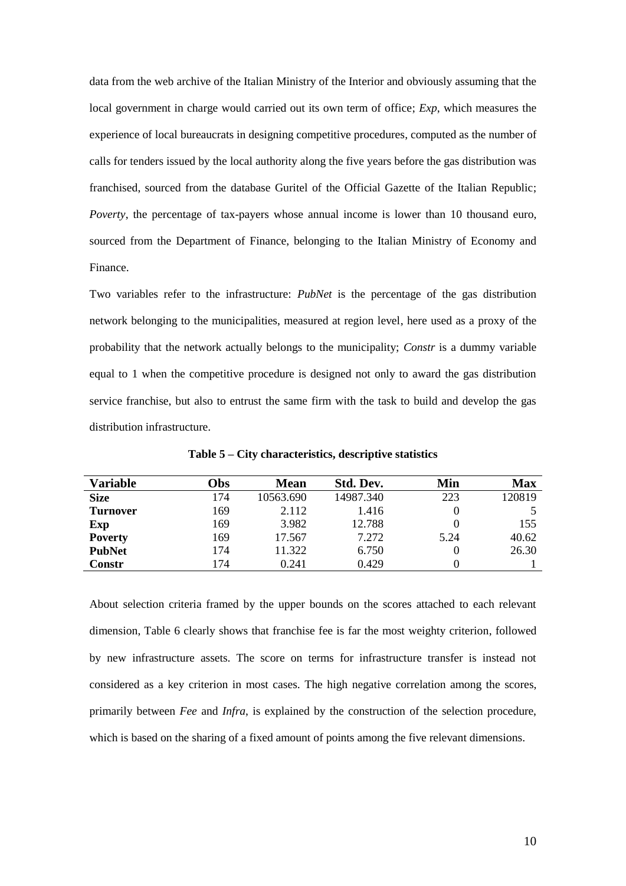data from the web archive of the Italian Ministry of the Interior and obviously assuming that the local government in charge would carried out its own term of office; *Exp*, which measures the experience of local bureaucrats in designing competitive procedures, computed as the number of calls for tenders issued by the local authority along the five years before the gas distribution was franchised, sourced from the database Guritel of the Official Gazette of the Italian Republic; *Poverty*, the percentage of tax-payers whose annual income is lower than 10 thousand euro, sourced from the Department of Finance, belonging to the Italian Ministry of Economy and Finance.

Two variables refer to the infrastructure: *PubNet* is the percentage of the gas distribution network belonging to the municipalities, measured at region level, here used as a proxy of the probability that the network actually belongs to the municipality; *Constr* is a dummy variable equal to 1 when the competitive procedure is designed not only to award the gas distribution service franchise, but also to entrust the same firm with the task to build and develop the gas distribution infrastructure.

**Table 5 – City characteristics, descriptive statistics**

| Variable | Obs | Mean | Std. Dev. | Min | Max |
|---|---|---|---|---|---|
| **Size** | 174 | 10563.690 | 14987.340 | 223 | 120819 |
| **Turnover** | 169 | 2.112 | 1.416 | 0 | 5 |
| **Exp** | 169 | 3.982 | 12.788 | 0 | 155 |
| **Poverty** | 169 | 17.567 | 7.272 | 5.24 | 40.62 |
| **PubNet** | 174 | 11.322 | 6.750 | 0 | 26.30 |
| **Constr** | 174 | 0.241 | 0.429 | 0 | 1 |

About selection criteria framed by the upper bounds on the scores attached to each relevant dimension, Table 6 clearly shows that franchise fee is far the most weighty criterion, followed by new infrastructure assets. The score on terms for infrastructure transfer is instead not considered as a key criterion in most cases. The high negative correlation among the scores, primarily between *Fee* and *Infra*, is explained by the construction of the selection procedure, which is based on the sharing of a fixed amount of points among the five relevant dimensions.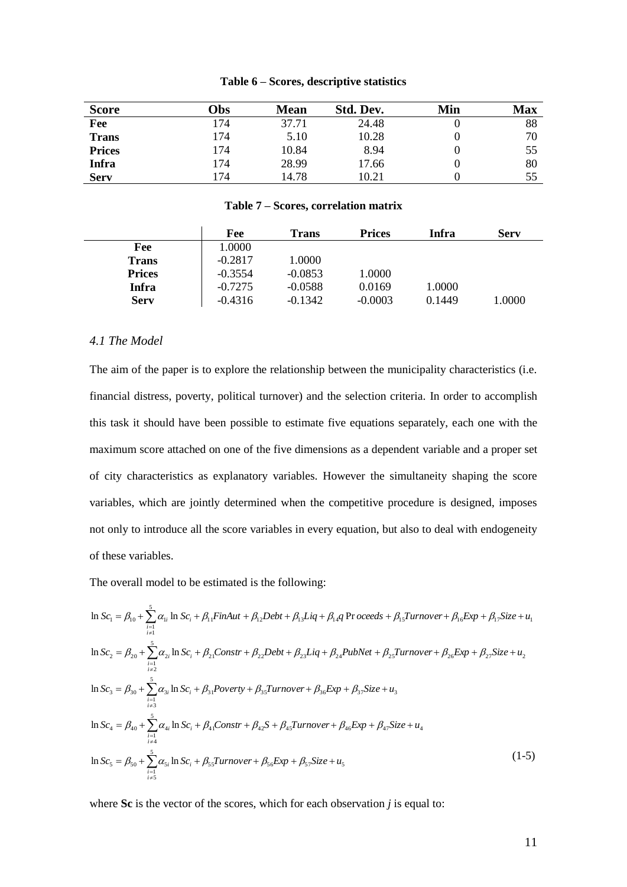**Table 6 – Scores, descriptive statistics**

| Score | Obs | Mean | Std. Dev. | Min | Max |
|---|---|---|---|---|---|
| **Fee** | 174 | 37.71 | 24.48 | 0 | 88 |
| **Trans** | 174 | 5.10 | 10.28 | 0 | 70 |
| **Prices** | 174 | 10.84 | 8.94 | 0 | 55 |
| **Infra** | 174 | 28.99 | 17.66 | 0 | 80 |
| **Serv** | 174 | 14.78 | 10.21 | 0 | 55 |

**Table 7 – Scores, correlation matrix**

| | Fee | Trans | Prices | Infra | Serv |
|---|---|---|---|---|---|
| **Fee** | 1.0000 | | | | |
| **Trans** | -0.2817 | 1.0000 | | | |
| **Prices** | -0.3554 | -0.0853 | 1.0000 | | |
| **Infra** | -0.7275 | -0.0588 | 0.0169 | 1.0000 | |
| **Serv** | -0.4316 | -0.1342 | -0.0003 | 0.1449 | 1.0000 |

### *4.1 The Model*

The aim of the paper is to explore the relationship between the municipality characteristics (i.e. financial distress, poverty, political turnover) and the selection criteria. In order to accomplish this task it should have been possible to estimate five equations separately, each one with the maximum score attached on one of the five dimensions as a dependent variable and a proper set of city characteristics as explanatory variables. However the simultaneity shaping the score variables, which are jointly determined when the competitive procedure is designed, imposes not only to introduce all the score variables in every equation, but also to deal with endogeneity of these variables.

The overall model to be estimated is the following:

$$
\begin{aligned}
\ln Sc_1 &= \beta_{10} + \sum_{\substack{i=1 \\ i \neq 1}}^{5} \alpha_{1i} \ln Sc_i + \beta_{11} FinAut + \beta_{12} Debt + \beta_{13} Liq + \beta_{14} q\,Proceeds + \beta_{15} Turnover + \beta_{16} Exp + \beta_{17} Size + u_1 \\
\ln Sc_2 &= \beta_{20} + \sum_{\substack{i=1 \\ i \neq 2}}^{5} \alpha_{2i} \ln Sc_i + \beta_{21} Constr + \beta_{22} Debt + \beta_{23} Liq + \beta_{24} PubNet + \beta_{25} Turnover + \beta_{26} Exp + \beta_{27} Size + u_2 \\
\ln Sc_3 &= \beta_{30} + \sum_{\substack{i=1 \\ i \neq 3}}^{5} \alpha_{3i} \ln Sc_i + \beta_{31} Poverty + \beta_{35} Turnover + \beta_{36} Exp + \beta_{37} Size + u_3 \\
\ln Sc_4 &= \beta_{40} + \sum_{\substack{i=1 \\ i \neq 4}}^{5} \alpha_{4i} \ln Sc_i + \beta_{41} Constr + \beta_{42} S + \beta_{45} Turnover + \beta_{46} Exp + \beta_{47} Size + u_4 \\
\ln Sc_5 &= \beta_{50} + \sum_{\substack{i=1 \\ i \neq 5}}^{5} \alpha_{5i} \ln Sc_i + \beta_{55} Turnover + \beta_{56} Exp + \beta_{57} Size + u_5
\end{aligned}
\qquad (1\text{-}5)
$$

where **Sc** is the vector of the scores, which for each observation *j* is equal to: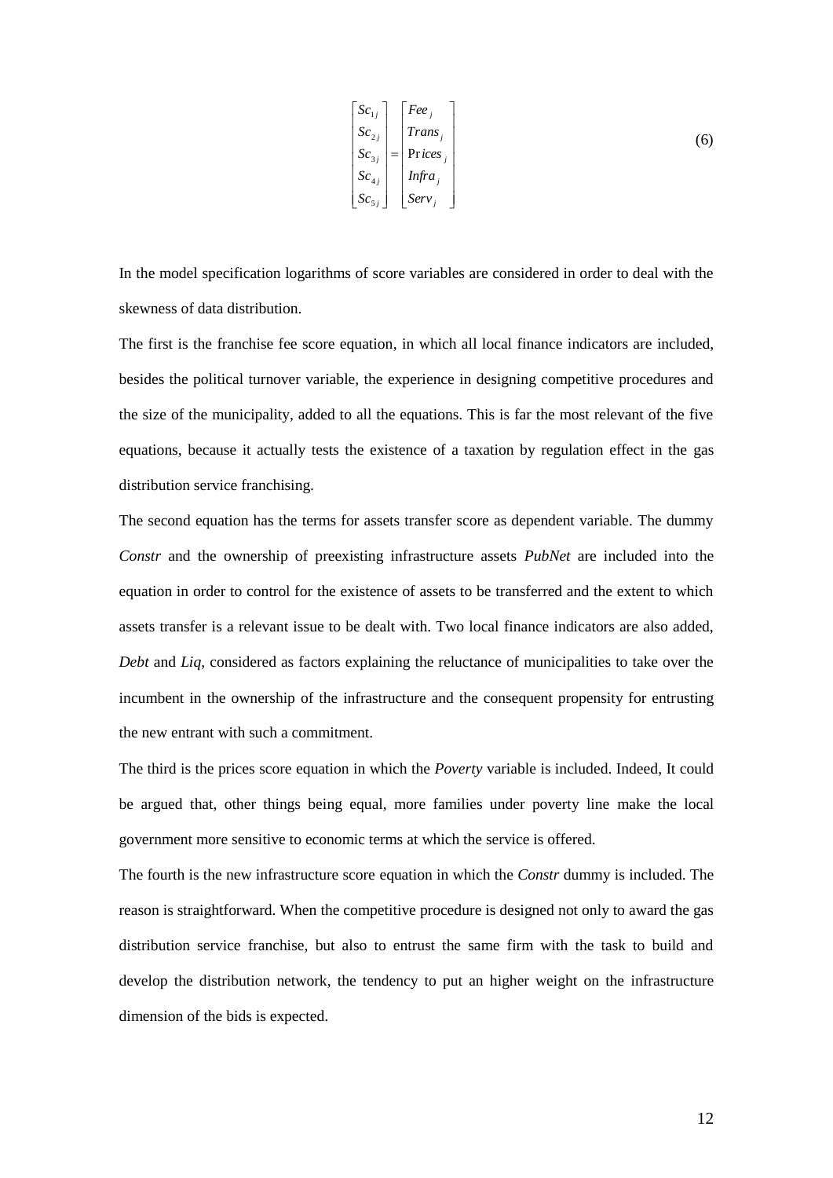$$\begin{bmatrix} Sc_{1j} \\ Sc_{2j} \\ Sc_{3j} \\ Sc_{4j} \\ Sc_{5j} \end{bmatrix} = \begin{bmatrix} Fee_j \\ Trans_j \\ \text{Pr}ices_j \\ Infra_j \\ Serv_j \end{bmatrix} \tag{6}$$

In the model specification logarithms of score variables are considered in order to deal with the skewness of data distribution.

The first is the franchise fee score equation, in which all local finance indicators are included, besides the political turnover variable, the experience in designing competitive procedures and the size of the municipality, added to all the equations. This is far the most relevant of the five equations, because it actually tests the existence of a taxation by regulation effect in the gas distribution service franchising.

The second equation has the terms for assets transfer score as dependent variable. The dummy *Constr* and the ownership of preexisting infrastructure assets *PubNet* are included into the equation in order to control for the existence of assets to be transferred and the extent to which assets transfer is a relevant issue to be dealt with. Two local finance indicators are also added, *Debt* and *Liq*, considered as factors explaining the reluctance of municipalities to take over the incumbent in the ownership of the infrastructure and the consequent propensity for entrusting the new entrant with such a commitment.

The third is the prices score equation in which the *Poverty* variable is included. Indeed, It could be argued that, other things being equal, more families under poverty line make the local government more sensitive to economic terms at which the service is offered.

The fourth is the new infrastructure score equation in which the *Constr* dummy is included. The reason is straightforward. When the competitive procedure is designed not only to award the gas distribution service franchise, but also to entrust the same firm with the task to build and develop the distribution network, the tendency to put an higher weight on the infrastructure dimension of the bids is expected.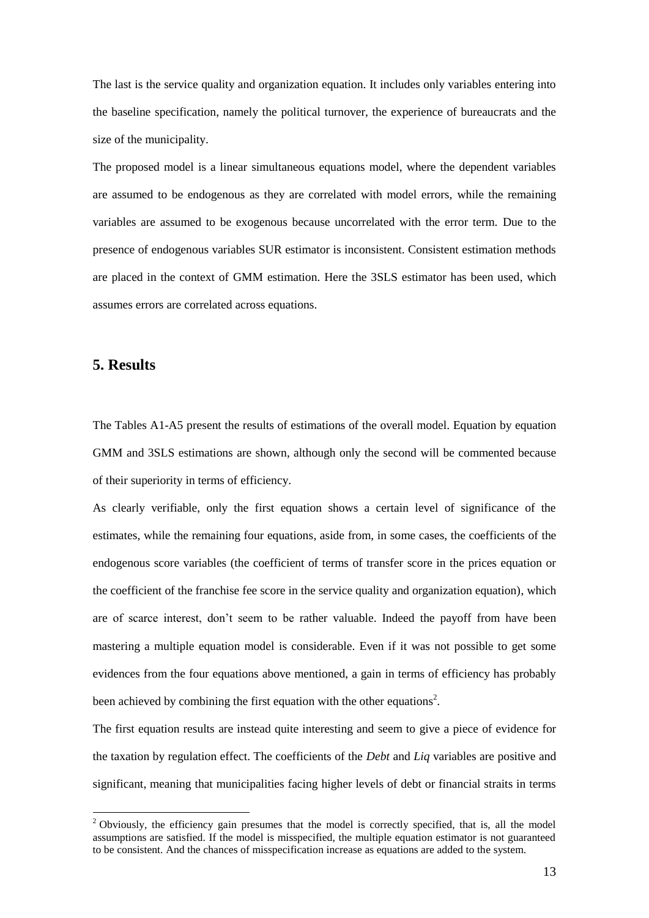The last is the service quality and organization equation. It includes only variables entering into the baseline specification, namely the political turnover, the experience of bureaucrats and the size of the municipality.

The proposed model is a linear simultaneous equations model, where the dependent variables are assumed to be endogenous as they are correlated with model errors, while the remaining variables are assumed to be exogenous because uncorrelated with the error term. Due to the presence of endogenous variables SUR estimator is inconsistent. Consistent estimation methods are placed in the context of GMM estimation. Here the 3SLS estimator has been used, which assumes errors are correlated across equations.

## 5. Results

The Tables A1-A5 present the results of estimations of the overall model. Equation by equation GMM and 3SLS estimations are shown, although only the second will be commented because of their superiority in terms of efficiency.

As clearly verifiable, only the first equation shows a certain level of significance of the estimates, while the remaining four equations, aside from, in some cases, the coefficients of the endogenous score variables (the coefficient of terms of transfer score in the prices equation or the coefficient of the franchise fee score in the service quality and organization equation), which are of scarce interest, don't seem to be rather valuable. Indeed the payoff from have been mastering a multiple equation model is considerable. Even if it was not possible to get some evidences from the four equations above mentioned, a gain in terms of efficiency has probably been achieved by combining the first equation with the other equations[2].

The first equation results are instead quite interesting and seem to give a piece of evidence for the taxation by regulation effect. The coefficients of the *Debt* and *Liq* variables are positive and significant, meaning that municipalities facing higher levels of debt or financial straits in terms

[2] Obviously, the efficiency gain presumes that the model is correctly specified, that is, all the model assumptions are satisfied. If the model is misspecified, the multiple equation estimator is not guaranteed to be consistent. And the chances of misspecification increase as equations are added to the system.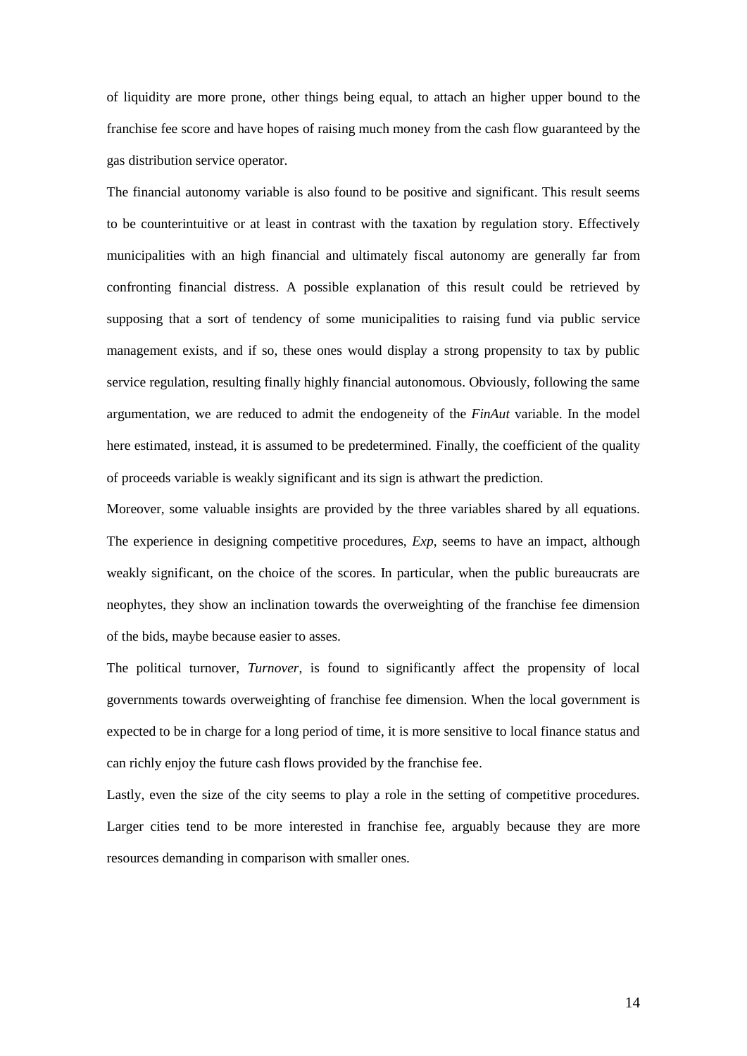of liquidity are more prone, other things being equal, to attach an higher upper bound to the franchise fee score and have hopes of raising much money from the cash flow guaranteed by the gas distribution service operator.

The financial autonomy variable is also found to be positive and significant. This result seems to be counterintuitive or at least in contrast with the taxation by regulation story. Effectively municipalities with an high financial and ultimately fiscal autonomy are generally far from confronting financial distress. A possible explanation of this result could be retrieved by supposing that a sort of tendency of some municipalities to raising fund via public service management exists, and if so, these ones would display a strong propensity to tax by public service regulation, resulting finally highly financial autonomous. Obviously, following the same argumentation, we are reduced to admit the endogeneity of the *FinAut* variable. In the model here estimated, instead, it is assumed to be predetermined. Finally, the coefficient of the quality of proceeds variable is weakly significant and its sign is athwart the prediction.

Moreover, some valuable insights are provided by the three variables shared by all equations. The experience in designing competitive procedures, *Exp*, seems to have an impact, although weakly significant, on the choice of the scores. In particular, when the public bureaucrats are neophytes, they show an inclination towards the overweighting of the franchise fee dimension of the bids, maybe because easier to asses.

The political turnover, *Turnover*, is found to significantly affect the propensity of local governments towards overweighting of franchise fee dimension. When the local government is expected to be in charge for a long period of time, it is more sensitive to local finance status and can richly enjoy the future cash flows provided by the franchise fee.

Lastly, even the size of the city seems to play a role in the setting of competitive procedures. Larger cities tend to be more interested in franchise fee, arguably because they are more resources demanding in comparison with smaller ones.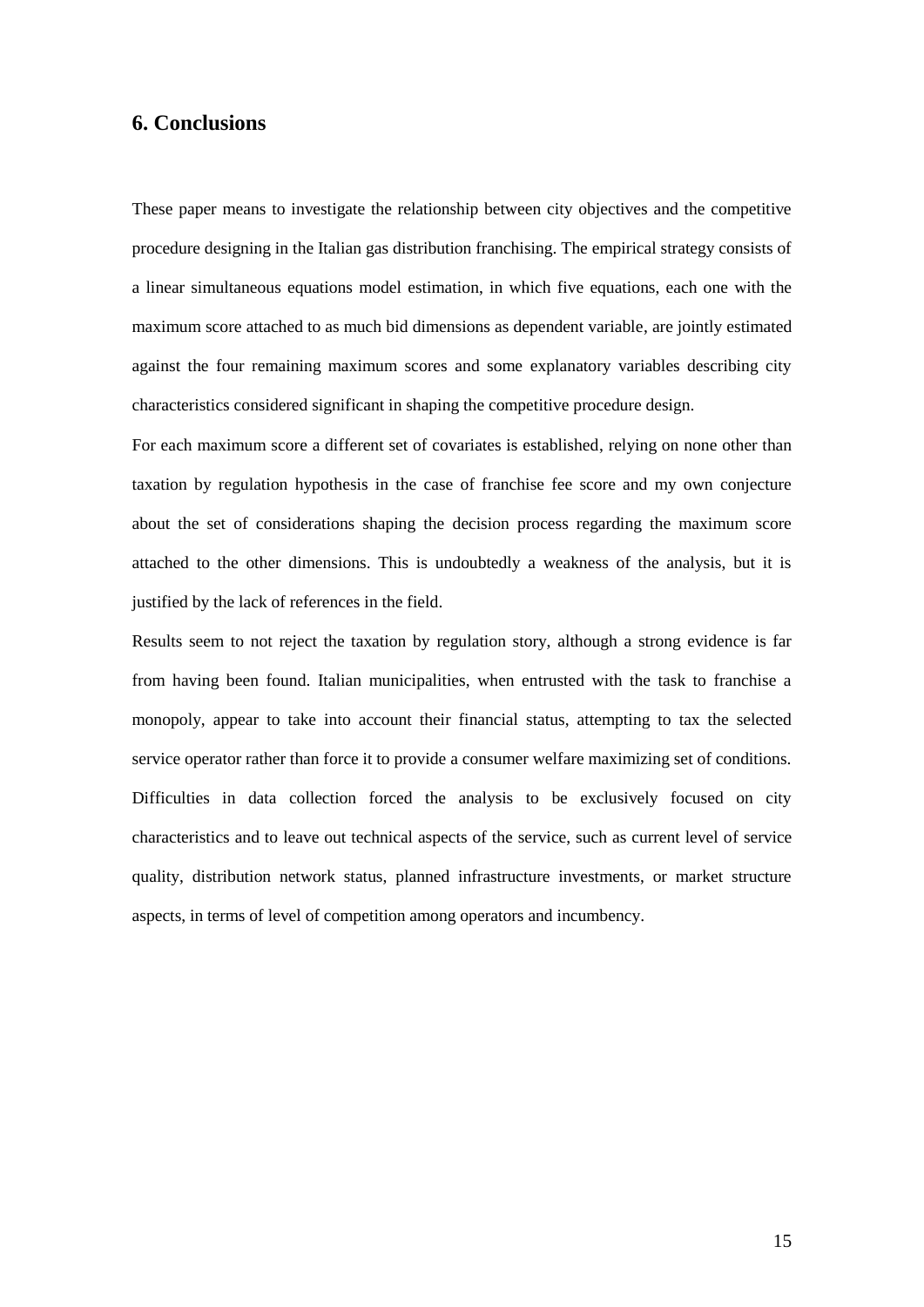## 6. Conclusions

These paper means to investigate the relationship between city objectives and the competitive procedure designing in the Italian gas distribution franchising. The empirical strategy consists of a linear simultaneous equations model estimation, in which five equations, each one with the maximum score attached to as much bid dimensions as dependent variable, are jointly estimated against the four remaining maximum scores and some explanatory variables describing city characteristics considered significant in shaping the competitive procedure design.

For each maximum score a different set of covariates is established, relying on none other than taxation by regulation hypothesis in the case of franchise fee score and my own conjecture about the set of considerations shaping the decision process regarding the maximum score attached to the other dimensions. This is undoubtedly a weakness of the analysis, but it is justified by the lack of references in the field.

Results seem to not reject the taxation by regulation story, although a strong evidence is far from having been found. Italian municipalities, when entrusted with the task to franchise a monopoly, appear to take into account their financial status, attempting to tax the selected service operator rather than force it to provide a consumer welfare maximizing set of conditions. Difficulties in data collection forced the analysis to be exclusively focused on city characteristics and to leave out technical aspects of the service, such as current level of service quality, distribution network status, planned infrastructure investments, or market structure aspects, in terms of level of competition among operators and incumbency.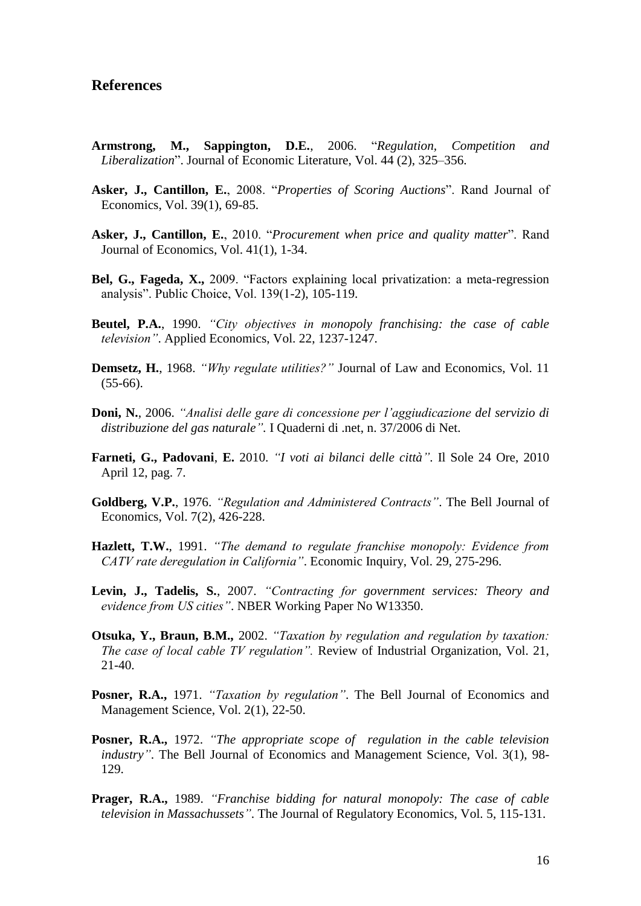## References

**Armstrong, M., Sappington, D.E.**, 2006. "*Regulation, Competition and Liberalization*". Journal of Economic Literature, Vol. 44 (2), 325–356.

**Asker, J., Cantillon, E.**, 2008. "*Properties of Scoring Auctions*". Rand Journal of Economics, Vol. 39(1), 69-85.

**Asker, J., Cantillon, E.**, 2010. "*Procurement when price and quality matter*". Rand Journal of Economics, Vol. 41(1), 1-34.

**Bel, G., Fageda, X.,** 2009. "Factors explaining local privatization: a meta-regression analysis". Public Choice, Vol. 139(1-2), 105-119.

**Beutel, P.A.**, 1990. *"City objectives in monopoly franchising: the case of cable television"*. Applied Economics, Vol. 22, 1237-1247.

**Demsetz, H.**, 1968. *"Why regulate utilities?"* Journal of Law and Economics, Vol. 11 (55-66).

**Doni, N.**, 2006. *"Analisi delle gare di concessione per l'aggiudicazione del servizio di distribuzione del gas naturale"*. I Quaderni di .net, n. 37/2006 di Net.

**Farneti, G., Padovani**, **E.** 2010. *"I voti ai bilanci delle città"*. Il Sole 24 Ore, 2010 April 12, pag. 7.

**Goldberg, V.P.**, 1976. *"Regulation and Administered Contracts"*. The Bell Journal of Economics, Vol. 7(2), 426-228.

**Hazlett, T.W.**, 1991. *"The demand to regulate franchise monopoly: Evidence from CATV rate deregulation in California"*. Economic Inquiry, Vol. 29, 275-296.

**Levin, J., Tadelis, S.**, 2007. *"Contracting for government services: Theory and evidence from US cities"*. NBER Working Paper No W13350.

**Otsuka, Y., Braun, B.M.,** 2002. *"Taxation by regulation and regulation by taxation: The case of local cable TV regulation".* Review of Industrial Organization, Vol. 21, 21-40.

**Posner, R.A.,** 1971. *"Taxation by regulation"*. The Bell Journal of Economics and Management Science, Vol. 2(1), 22-50.

**Posner, R.A.,** 1972. *"The appropriate scope of regulation in the cable television industry"*. The Bell Journal of Economics and Management Science, Vol. 3(1), 98-129.

**Prager, R.A.,** 1989. *"Franchise bidding for natural monopoly: The case of cable television in Massachussets"*. The Journal of Regulatory Economics, Vol. 5, 115-131.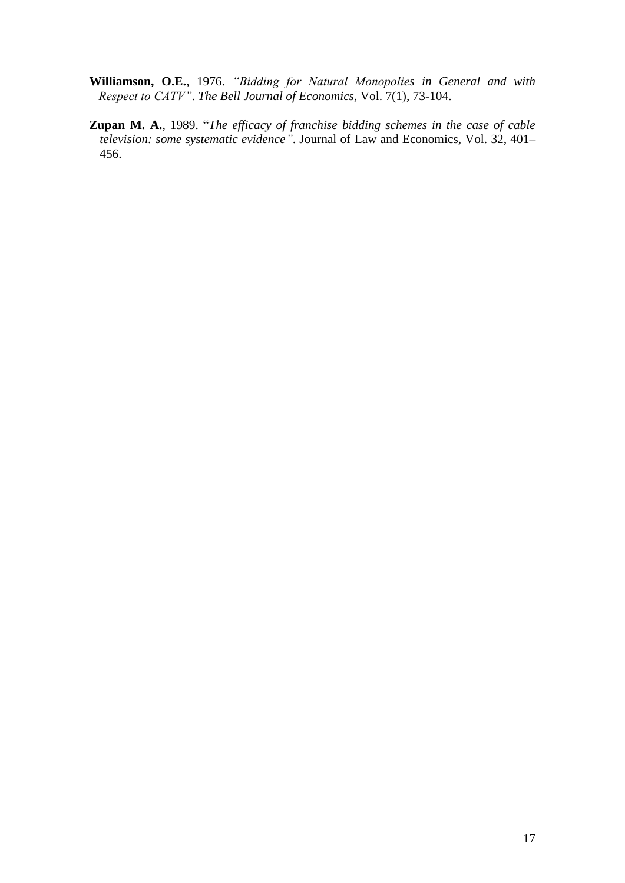**Williamson, O.E.**, 1976. *"Bidding for Natural Monopolies in General and with Respect to CATV"*. *The Bell Journal of Economics*, Vol. 7(1), 73-104.

**Zupan M. A.**, 1989. "*The efficacy of franchise bidding schemes in the case of cable television: some systematic evidence"*. Journal of Law and Economics, Vol. 32, 401–456.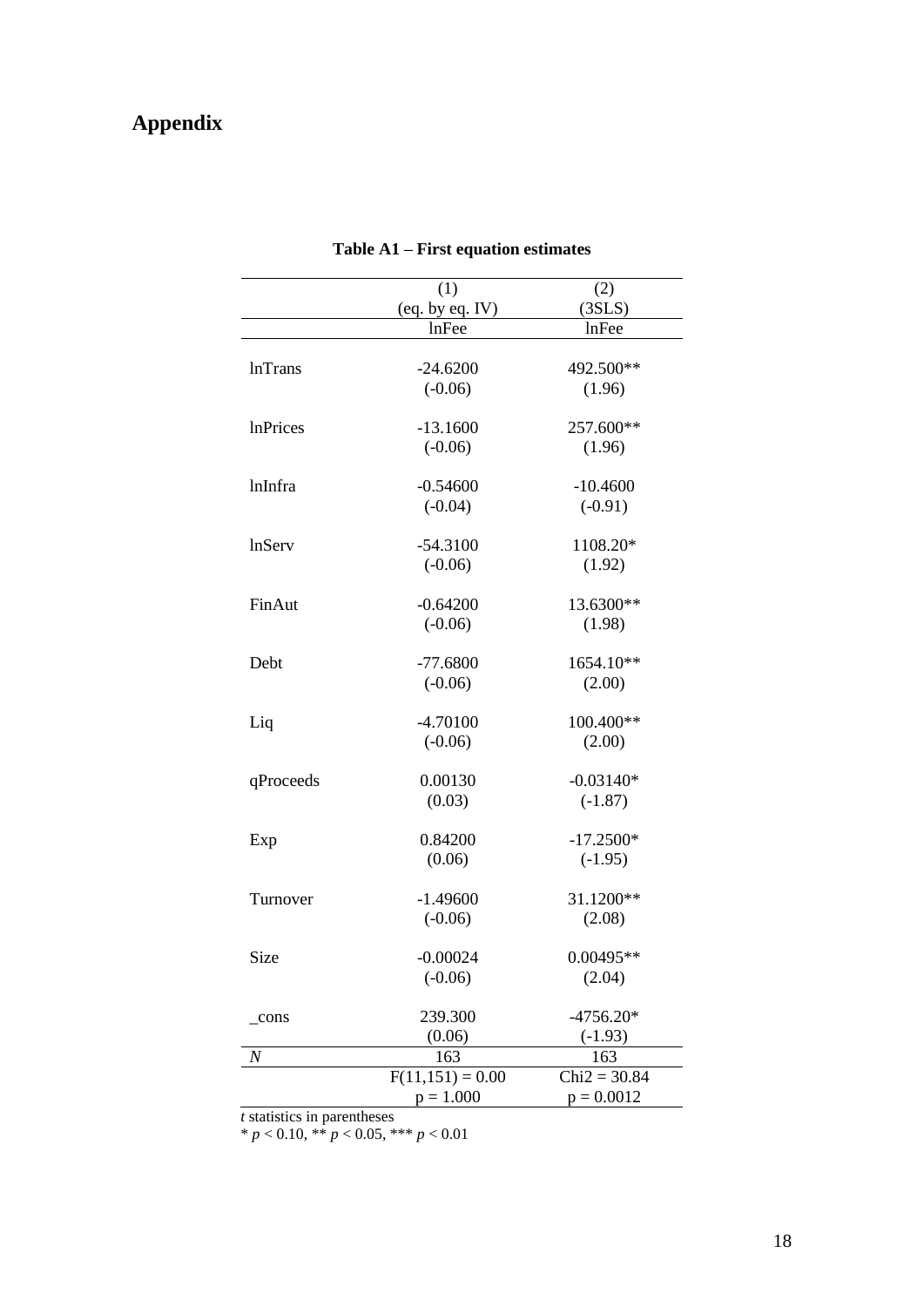# Appendix

**Table A1 – First equation estimates**

| | (1) | (2) |
|---|---|---|
| | (eq. by eq. IV) | (3SLS) |
| | lnFee | lnFee |
| lnTrans | -24.6200 | 492.500** |
| | (-0.06) | (1.96) |
| lnPrices | -13.1600 | 257.600** |
| | (-0.06) | (1.96) |
| lnInfra | -0.54600 | -10.4600 |
| | (-0.04) | (-0.91) |
| lnServ | -54.3100 | 1108.20* |
| | (-0.06) | (1.92) |
| FinAut | -0.64200 | 13.6300** |
| | (-0.06) | (1.98) |
| Debt | -77.6800 | 1654.10** |
| | (-0.06) | (2.00) |
| Liq | -4.70100 | 100.400** |
| | (-0.06) | (2.00) |
| qProceeds | 0.00130 | -0.03140* |
| | (0.03) | (-1.87) |
| Exp | 0.84200 | -17.2500* |
| | (0.06) | (-1.95) |
| Turnover | -1.49600 | 31.1200** |
| | (-0.06) | (2.08) |
| Size | -0.00024 | 0.00495** |
| | (-0.06) | (2.04) |
| _cons | 239.300 | -4756.20* |
| | (0.06) | (-1.93) |
| *N* | 163 | 163 |
| | $F(11,151) = 0.00$ | $Chi2 = 30.84$ |
| | $p = 1.000$ | $p = 0.0012$ |

*t* statistics in parentheses
\* $p < 0.10$, ** $p < 0.05$, *** $p < 0.01$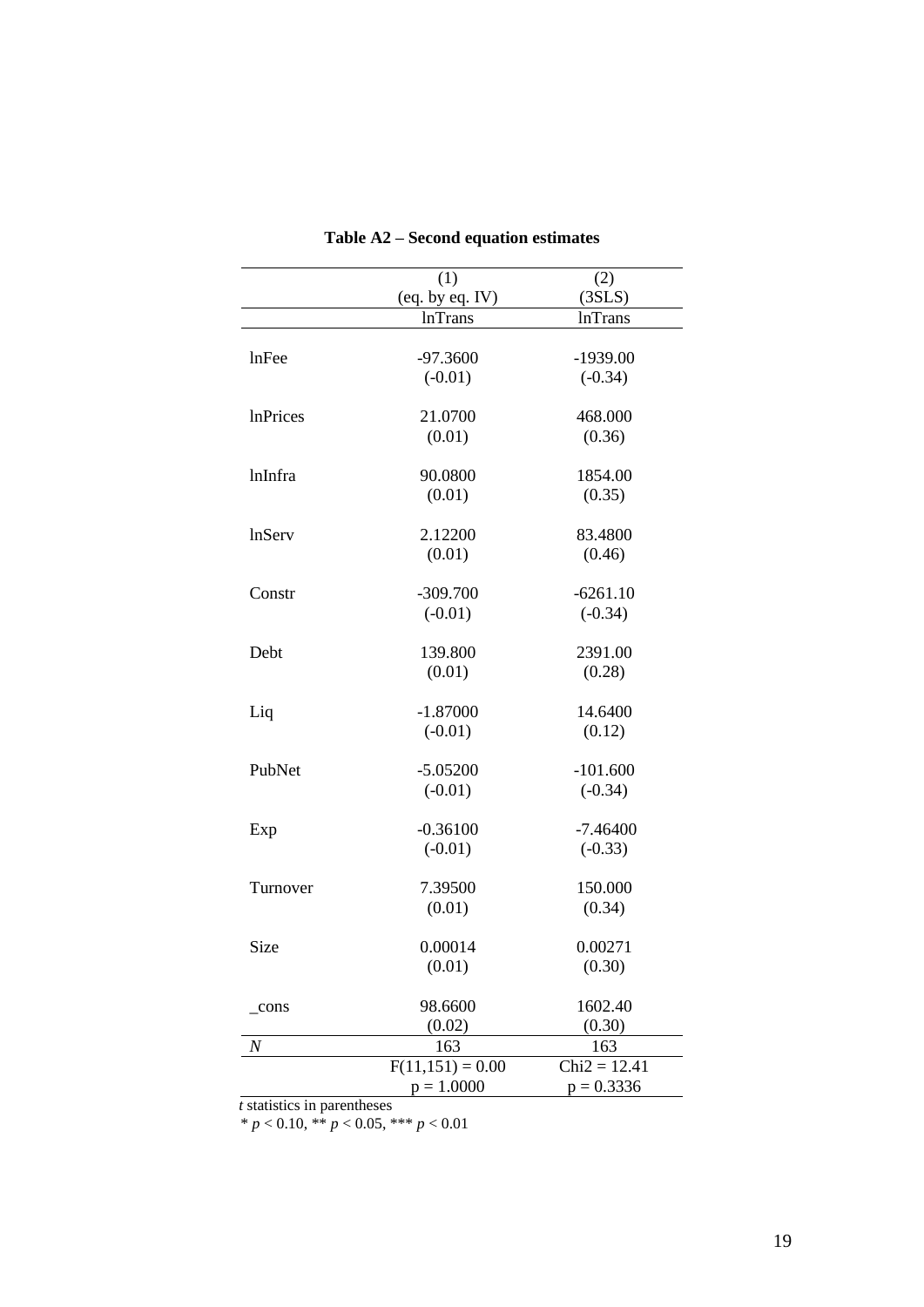**Table A2 – Second equation estimates**

| | (1) | (2) |
|---|---|---|
| | (eq. by eq. IV) | (3SLS) |
| | lnTrans | lnTrans |
| lnFee | -97.3600 | -1939.00 |
| | (-0.01) | (-0.34) |
| lnPrices | 21.0700 | 468.000 |
| | (0.01) | (0.36) |
| lnInfra | 90.0800 | 1854.00 |
| | (0.01) | (0.35) |
| lnServ | 2.12200 | 83.4800 |
| | (0.01) | (0.46) |
| Constr | -309.700 | -6261.10 |
| | (-0.01) | (-0.34) |
| Debt | 139.800 | 2391.00 |
| | (0.01) | (0.28) |
| Liq | -1.87000 | 14.6400 |
| | (-0.01) | (0.12) |
| PubNet | -5.05200 | -101.600 |
| | (-0.01) | (-0.34) |
| Exp | -0.36100 | -7.46400 |
| | (-0.01) | (-0.33) |
| Turnover | 7.39500 | 150.000 |
| | (0.01) | (0.34) |
| Size | 0.00014 | 0.00271 |
| | (0.01) | (0.30) |
| _cons | 98.6600 | 1602.40 |
| | (0.02) | (0.30) |
| *N* | 163 | 163 |
| | F(11,151) = 0.00 | Chi2 = 12.41 |
| | p = 1.0000 | p = 0.3336 |

*t* statistics in parentheses

* $p < 0.10$, ** $p < 0.05$, *** $p < 0.01$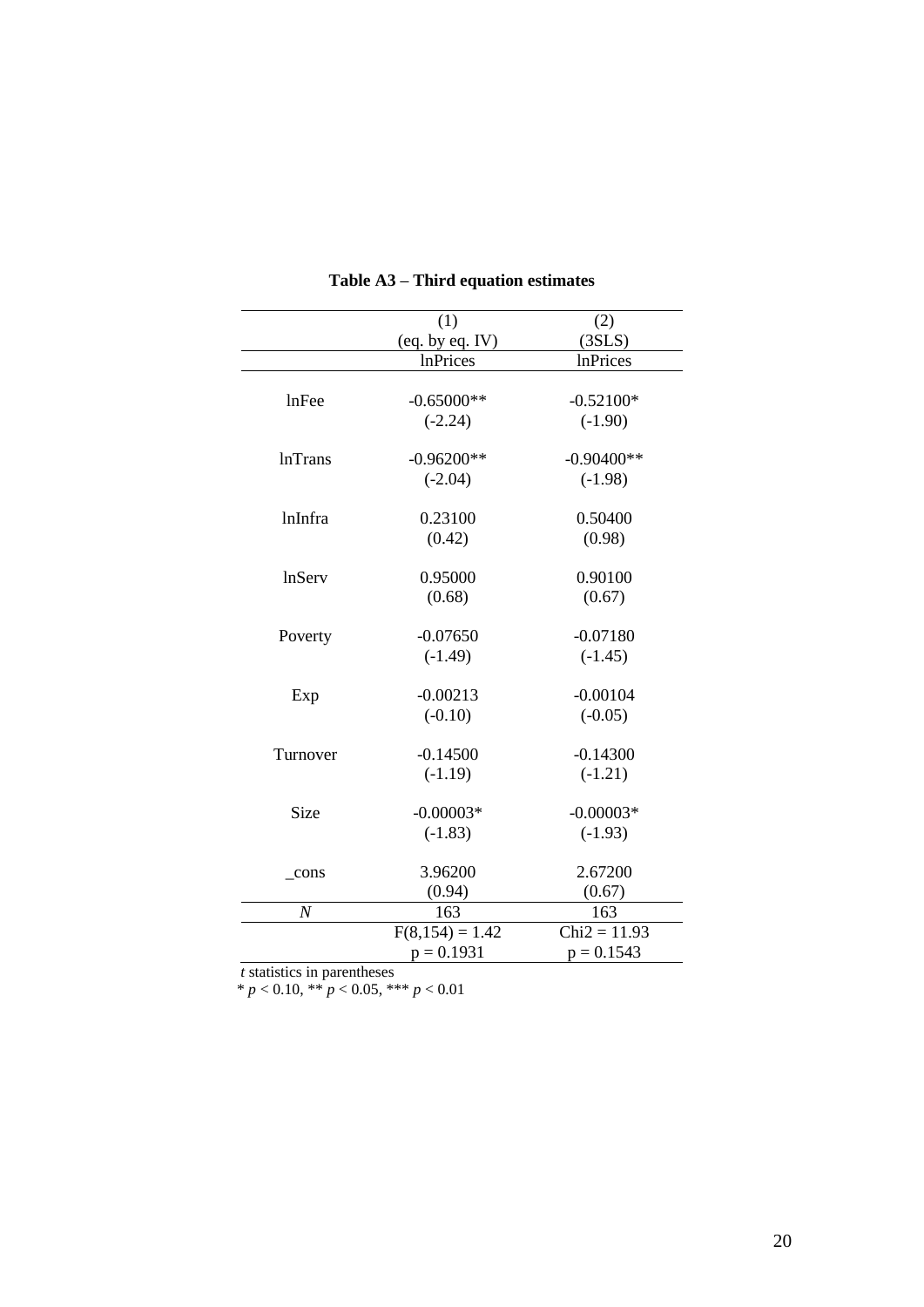**Table A3 – Third equation estimates**

| | (1) | (2) |
|---|---|---|
| | (eq. by eq. IV) | (3SLS) |
| | lnPrices | lnPrices |
| lnFee | -0.65000** | -0.52100* |
| | (-2.24) | (-1.90) |
| lnTrans | -0.96200** | -0.90400** |
| | (-2.04) | (-1.98) |
| lnInfra | 0.23100 | 0.50400 |
| | (0.42) | (0.98) |
| lnServ | 0.95000 | 0.90100 |
| | (0.68) | (0.67) |
| Poverty | -0.07650 | -0.07180 |
| | (-1.49) | (-1.45) |
| Exp | -0.00213 | -0.00104 |
| | (-0.10) | (-0.05) |
| Turnover | -0.14500 | -0.14300 |
| | (-1.19) | (-1.21) |
| Size | -0.00003* | -0.00003* |
| | (-1.83) | (-1.93) |
| _cons | 3.96200 | 2.67200 |
| | (0.94) | (0.67) |
| *N* | 163 | 163 |
| | $F(8,154) = 1.42$ | $Chi2 = 11.93$ |
| | $p = 0.1931$ | $p = 0.1543$ |

*t* statistics in parentheses
\* $p < 0.10$, \*\* $p < 0.05$, \*\*\* $p < 0.01$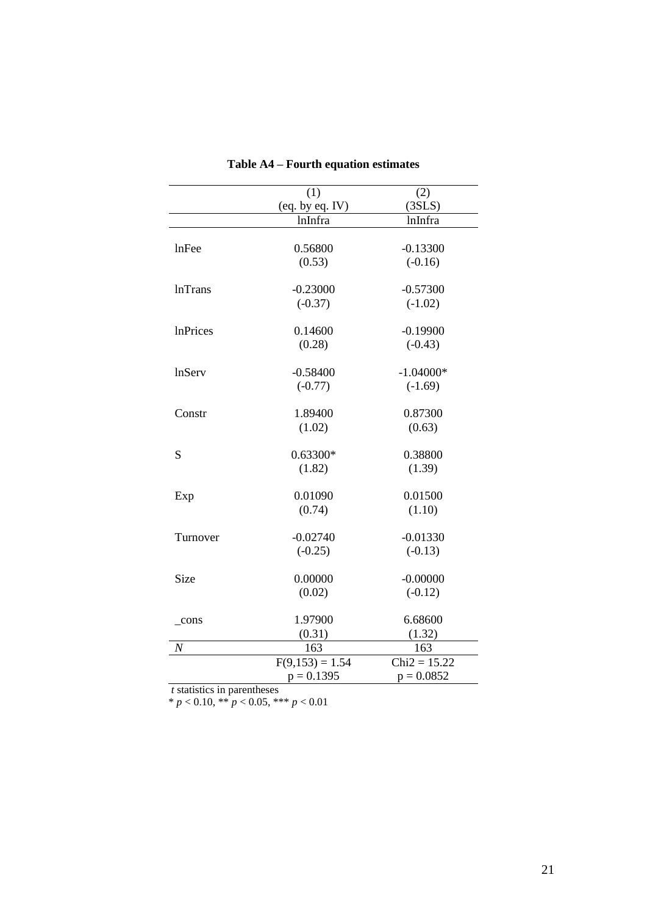**Table A4 – Fourth equation estimates**

| | (1) | (2) |
|---|---|---|
| | (eq. by eq. IV) | (3SLS) |
| | lnInfra | lnInfra |
| lnFee | 0.56800 | -0.13300 |
| | (0.53) | (-0.16) |
| lnTrans | -0.23000 | -0.57300 |
| | (-0.37) | (-1.02) |
| lnPrices | 0.14600 | -0.19900 |
| | (0.28) | (-0.43) |
| lnServ | -0.58400 | -1.04000* |
| | (-0.77) | (-1.69) |
| Constr | 1.89400 | 0.87300 |
| | (1.02) | (0.63) |
| S | 0.63300* | 0.38800 |
| | (1.82) | (1.39) |
| Exp | 0.01090 | 0.01500 |
| | (0.74) | (1.10) |
| Turnover | -0.02740 | -0.01330 |
| | (-0.25) | (-0.13) |
| Size | 0.00000 | -0.00000 |
| | (0.02) | (-0.12) |
| _cons | 1.97900 | 6.68600 |
| | (0.31) | (1.32) |
| *N* | 163 | 163 |
| | $F(9,153) = 1.54$ | $Chi2 = 15.22$ |
| | $p = 0.1395$ | $p = 0.0852$ |

*t* statistics in parentheses

* $p < 0.10$, ** $p < 0.05$, *** $p < 0.01$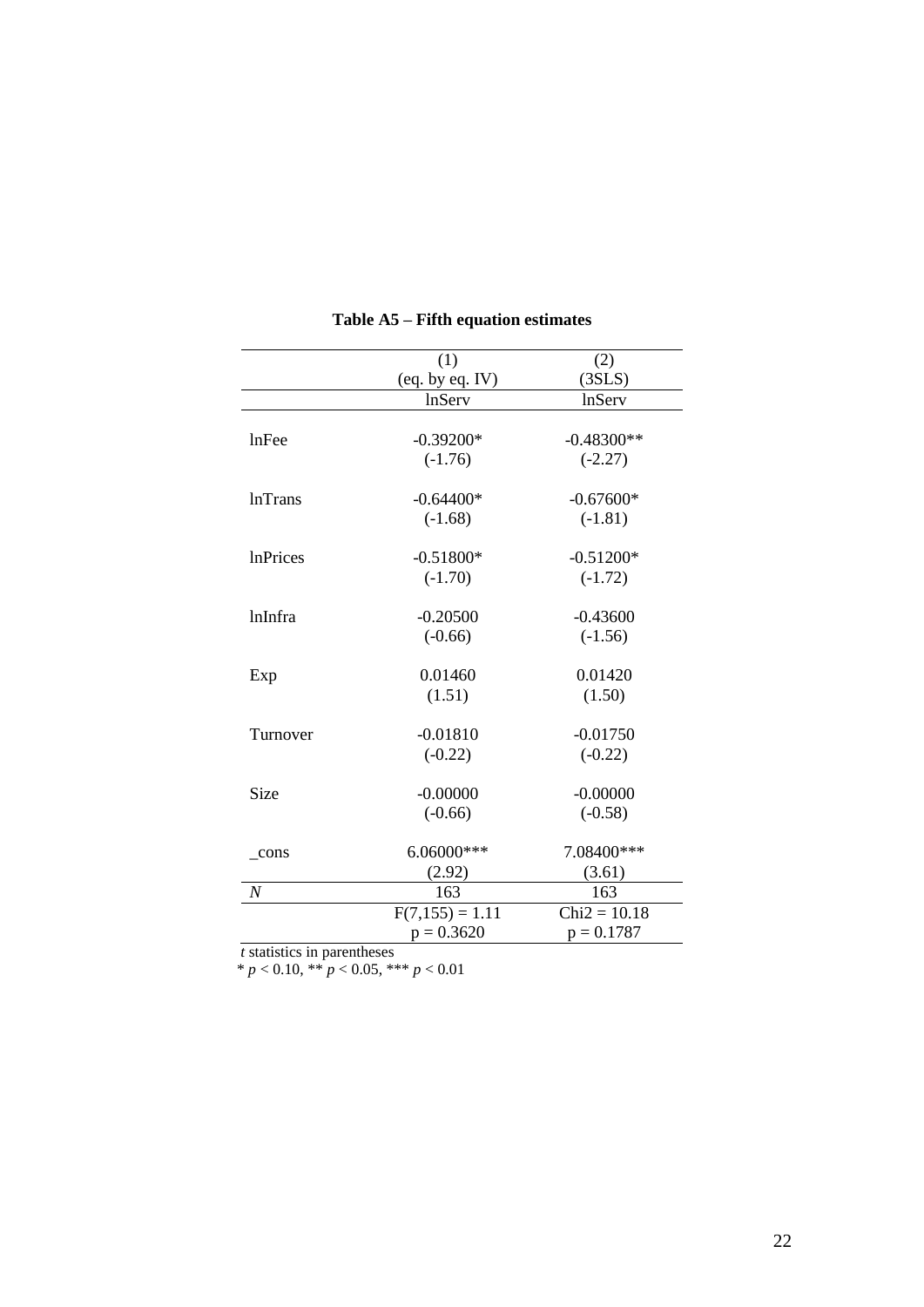**Table A5 – Fifth equation estimates**

| | (1) | (2) |
|---|---|---|
| | (eq. by eq. IV) | (3SLS) |
| | lnServ | lnServ |
| lnFee | -0.39200* | -0.48300** |
| | (-1.76) | (-2.27) |
| lnTrans | -0.64400* | -0.67600* |
| | (-1.68) | (-1.81) |
| lnPrices | -0.51800* | -0.51200* |
| | (-1.70) | (-1.72) |
| lnInfra | -0.20500 | -0.43600 |
| | (-0.66) | (-1.56) |
| Exp | 0.01460 | 0.01420 |
| | (1.51) | (1.50) |
| Turnover | -0.01810 | -0.01750 |
| | (-0.22) | (-0.22) |
| Size | -0.00000 | -0.00000 |
| | (-0.66) | (-0.58) |
| _cons | 6.06000*** | 7.08400*** |
| | (2.92) | (3.61) |
| *N* | 163 | 163 |
| | $F(7,155) = 1.11$ | $Chi2 = 10.18$ |
| | $p = 0.3620$ | $p = 0.1787$ |

*t* statistics in parentheses
* $p < 0.10$, ** $p < 0.05$, *** $p < 0.01$